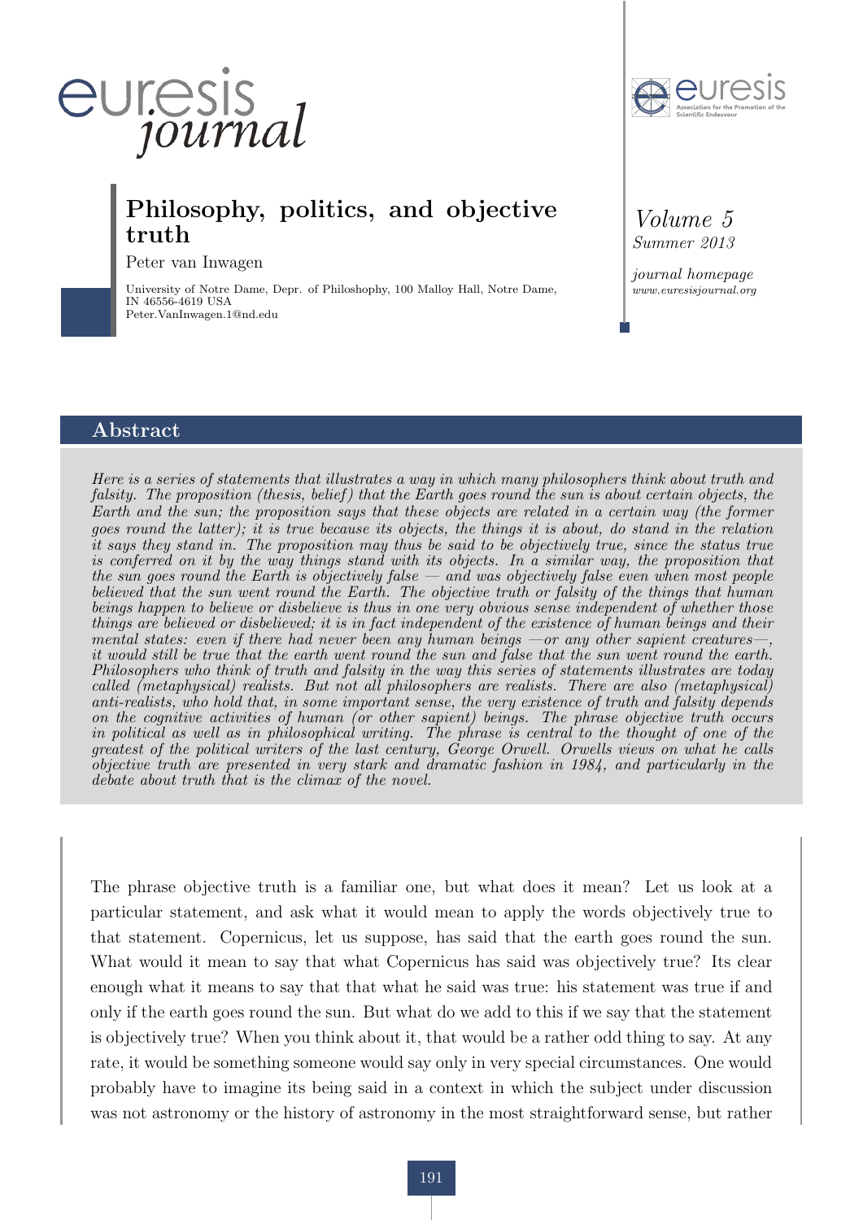# Philosophy, politics, and objective truth

Peter van Inwagen

University of Notre Dame, Depr. of Philoshophy, 100 Malloy Hall, Notre Dame, IN 46556-4619 USA
Peter.VanInwagen.1@nd.edu

## Abstract

*Here is a series of statements that illustrates a way in which many philosophers think about truth and falsity. The proposition (thesis, belief) that the Earth goes round the sun is about certain objects, the Earth and the sun; the proposition says that these objects are related in a certain way (the former goes round the latter); it is true because its objects, the things it is about, do stand in the relation it says they stand in. The proposition may thus be said to be objectively true, since the status true is conferred on it by the way things stand with its objects. In a similar way, the proposition that the sun goes round the Earth is objectively false — and was objectively false even when most people believed that the sun went round the Earth. The objective truth or falsity of the things that human beings happen to believe or disbelieve is thus in one very obvious sense independent of whether those things are believed or disbelieved; it is in fact independent of the existence of human beings and their mental states: even if there had never been any human beings —or any other sapient creatures—, it would still be true that the earth went round the sun and false that the sun went round the earth. Philosophers who think of truth and falsity in the way this series of statements illustrates are today called (metaphysical) realists. But not all philosophers are realists. There are also (metaphysical) anti-realists, who hold that, in some important sense, the very existence of truth and falsity depends on the cognitive activities of human (or other sapient) beings. The phrase objective truth occurs in political as well as in philosophical writing. The phrase is central to the thought of one of the greatest of the political writers of the last century, George Orwell. Orwells views on what he calls objective truth are presented in very stark and dramatic fashion in 1984, and particularly in the debate about truth that is the climax of the novel.*

The phrase objective truth is a familiar one, but what does it mean? Let us look at a particular statement, and ask what it would mean to apply the words objectively true to that statement. Copernicus, let us suppose, has said that the earth goes round the sun. What would it mean to say that what Copernicus has said was objectively true? Its clear enough what it means to say that that what he said was true: his statement was true if and only if the earth goes round the sun. But what do we add to this if we say that the statement is objectively true? When you think about it, that would be a rather odd thing to say. At any rate, it would be something someone would say only in very special circumstances. One would probably have to imagine its being said in a context in which the subject under discussion was not astronomy or the history of astronomy in the most straightforward sense, but rather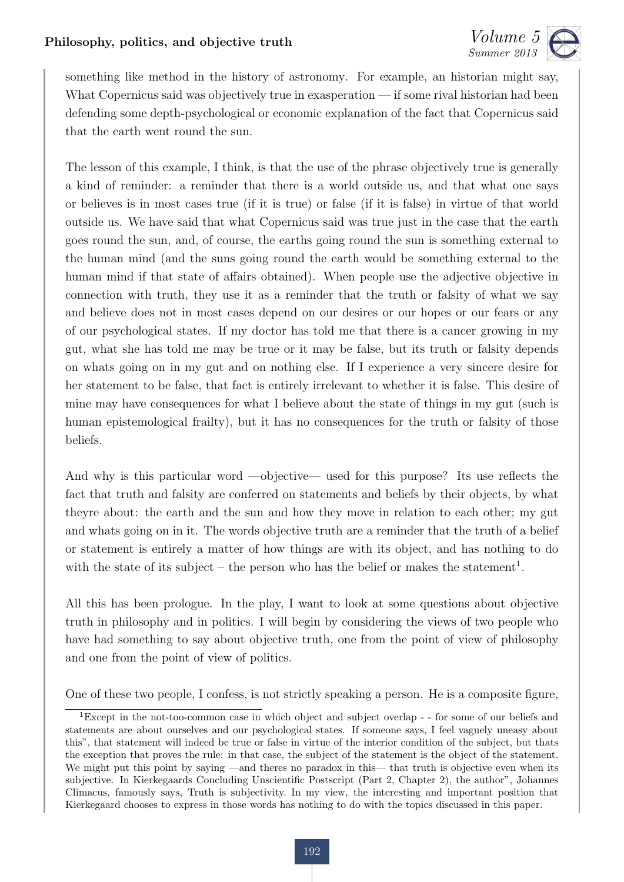something like method in the history of astronomy. For example, an historian might say, What Copernicus said was objectively true in exasperation — if some rival historian had been defending some depth-psychological or economic explanation of the fact that Copernicus said that the earth went round the sun.

The lesson of this example, I think, is that the use of the phrase objectively true is generally a kind of reminder: a reminder that there is a world outside us, and that what one says or believes is in most cases true (if it is true) or false (if it is false) in virtue of that world outside us. We have said that what Copernicus said was true just in the case that the earth goes round the sun, and, of course, the earths going round the sun is something external to the human mind (and the suns going round the earth would be something external to the human mind if that state of affairs obtained). When people use the adjective objective in connection with truth, they use it as a reminder that the truth or falsity of what we say and believe does not in most cases depend on our desires or our hopes or our fears or any of our psychological states. If my doctor has told me that there is a cancer growing in my gut, what she has told me may be true or it may be false, but its truth or falsity depends on whats going on in my gut and on nothing else. If I experience a very sincere desire for her statement to be false, that fact is entirely irrelevant to whether it is false. This desire of mine may have consequences for what I believe about the state of things in my gut (such is human epistemological frailty), but it has no consequences for the truth or falsity of those beliefs.

And why is this particular word —objective— used for this purpose? Its use reflects the fact that truth and falsity are conferred on statements and beliefs by their objects, by what theyre about: the earth and the sun and how they move in relation to each other; my gut and whats going on in it. The words objective truth are a reminder that the truth of a belief or statement is entirely a matter of how things are with its object, and has nothing to do with the state of its subject – the person who has the belief or makes the statement[1].

All this has been prologue. In the play, I want to look at some questions about objective truth in philosophy and in politics. I will begin by considering the views of two people who have had something to say about objective truth, one from the point of view of philosophy and one from the point of view of politics.

One of these two people, I confess, is not strictly speaking a person. He is a composite figure,

[1] Except in the not-too-common case in which object and subject overlap - - for some of our beliefs and statements are about ourselves and our psychological states. If someone says, I feel vaguely uneasy about this", that statement will indeed be true or false in virtue of the interior condition of the subject, but thats the exception that proves the rule: in that case, the subject of the statement is the object of the statement. We might put this point by saying —and theres no paradox in this— that truth is objective even when its subjective. In Kierkegaards Concluding Unscientific Postscript (Part 2, Chapter 2), the author", Johannes Climacus, famously says, Truth is subjectivity. In my view, the interesting and important position that Kierkegaard chooses to express in those words has nothing to do with the topics discussed in this paper.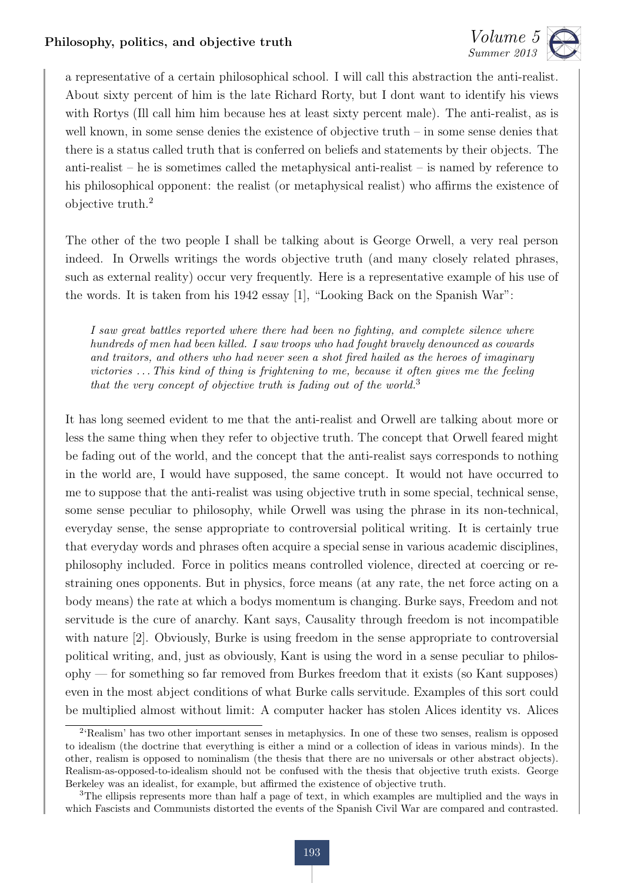a representative of a certain philosophical school. I will call this abstraction the anti-realist. About sixty percent of him is the late Richard Rorty, but I dont want to identify his views with Rortys (Ill call him him because hes at least sixty percent male). The anti-realist, as is well known, in some sense denies the existence of objective truth – in some sense denies that there is a status called truth that is conferred on beliefs and statements by their objects. The anti-realist – he is sometimes called the metaphysical anti-realist – is named by reference to his philosophical opponent: the realist (or metaphysical realist) who affirms the existence of objective truth.[2]

The other of the two people I shall be talking about is George Orwell, a very real person indeed. In Orwells writings the words objective truth (and many closely related phrases, such as external reality) occur very frequently. Here is a representative example of his use of the words. It is taken from his 1942 essay [1], "Looking Back on the Spanish War":

> *I saw great battles reported where there had been no fighting, and complete silence where hundreds of men had been killed. I saw troops who had fought bravely denounced as cowards and traitors, and others who had never seen a shot fired hailed as the heroes of imaginary victories ... This kind of thing is frightening to me, because it often gives me the feeling that the very concept of objective truth is fading out of the world.*[3]

It has long seemed evident to me that the anti-realist and Orwell are talking about more or less the same thing when they refer to objective truth. The concept that Orwell feared might be fading out of the world, and the concept that the anti-realist says corresponds to nothing in the world are, I would have supposed, the same concept. It would not have occurred to me to suppose that the anti-realist was using objective truth in some special, technical sense, some sense peculiar to philosophy, while Orwell was using the phrase in its non-technical, everyday sense, the sense appropriate to controversial political writing. It is certainly true that everyday words and phrases often acquire a special sense in various academic disciplines, philosophy included. Force in politics means controlled violence, directed at coercing or restraining ones opponents. But in physics, force means (at any rate, the net force acting on a body means) the rate at which a bodys momentum is changing. Burke says, Freedom and not servitude is the cure of anarchy. Kant says, Causality through freedom is not incompatible with nature [2]. Obviously, Burke is using freedom in the sense appropriate to controversial political writing, and, just as obviously, Kant is using the word in a sense peculiar to philosophy — for something so far removed from Burkes freedom that it exists (so Kant supposes) even in the most abject conditions of what Burke calls servitude. Examples of this sort could be multiplied almost without limit: A computer hacker has stolen Alices identity vs. Alices

[2] 'Realism' has two other important senses in metaphysics. In one of these two senses, realism is opposed to idealism (the doctrine that everything is either a mind or a collection of ideas in various minds). In the other, realism is opposed to nominalism (the thesis that there are no universals or other abstract objects). Realism-as-opposed-to-idealism should not be confused with the thesis that objective truth exists. George Berkeley was an idealist, for example, but affirmed the existence of objective truth.

[3] The ellipsis represents more than half a page of text, in which examples are multiplied and the ways in which Fascists and Communists distorted the events of the Spanish Civil War are compared and contrasted.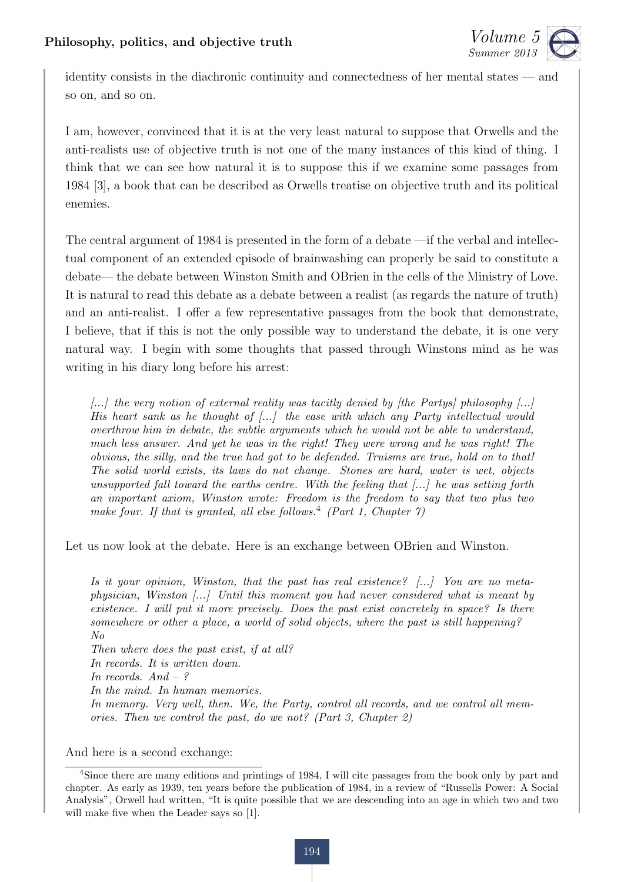identity consists in the diachronic continuity and connectedness of her mental states — and so on, and so on.

I am, however, convinced that it is at the very least natural to suppose that Orwells and the anti-realists use of objective truth is not one of the many instances of this kind of thing. I think that we can see how natural it is to suppose this if we examine some passages from 1984 [3], a book that can be described as Orwells treatise on objective truth and its political enemies.

The central argument of 1984 is presented in the form of a debate —if the verbal and intellectual component of an extended episode of brainwashing can properly be said to constitute a debate— the debate between Winston Smith and OBrien in the cells of the Ministry of Love. It is natural to read this debate as a debate between a realist (as regards the nature of truth) and an anti-realist. I offer a few representative passages from the book that demonstrate, I believe, that if this is not the only possible way to understand the debate, it is one very natural way. I begin with some thoughts that passed through Winstons mind as he was writing in his diary long before his arrest:

> *[...] the very notion of external reality was tacitly denied by [the Partys] philosophy [...] His heart sank as he thought of [...] the ease with which any Party intellectual would overthrow him in debate, the subtle arguments which he would not be able to understand, much less answer. And yet he was in the right! They were wrong and he was right! The obvious, the silly, and the true had got to be defended. Truisms are true, hold on to that! The solid world exists, its laws do not change. Stones are hard, water is wet, objects unsupported fall toward the earths centre. With the feeling that [...] he was setting forth an important axiom, Winston wrote: Freedom is the freedom to say that two plus two make four. If that is granted, all else follows.*[4] *(Part 1, Chapter 7)*

Let us now look at the debate. Here is an exchange between OBrien and Winston.

> *Is it your opinion, Winston, that the past has real existence? [...] You are no metaphysician, Winston [...] Until this moment you had never considered what is meant by existence. I will put it more precisely. Does the past exist concretely in space? Is there somewhere or other a place, a world of solid objects, where the past is still happening?*
> *No*
> *Then where does the past exist, if at all?*
> *In records. It is written down.*
> *In records. And – ?*
> *In the mind. In human memories.*
> *In memory. Very well, then. We, the Party, control all records, and we control all memories. Then we control the past, do we not? (Part 3, Chapter 2)*

And here is a second exchange:

[4] Since there are many editions and printings of 1984, I will cite passages from the book only by part and chapter. As early as 1939, ten years before the publication of 1984, in a review of "Russells Power: A Social Analysis", Orwell had written, "It is quite possible that we are descending into an age in which two and two will make five when the Leader says so [1].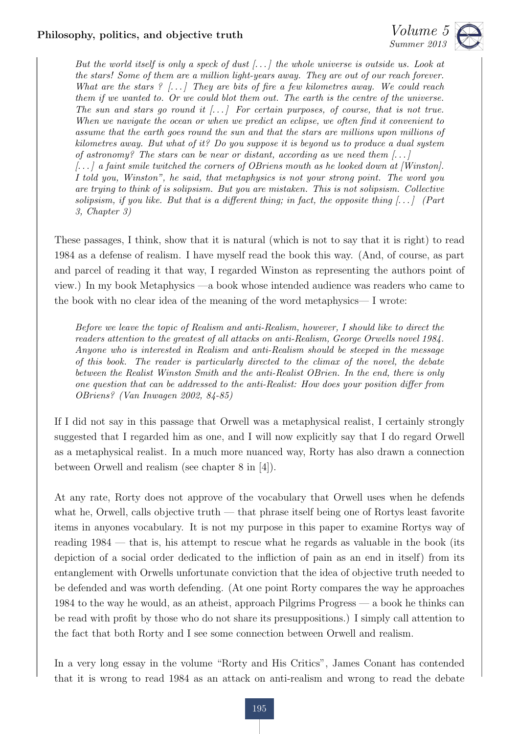> *But the world itself is only a speck of dust [. . . ] the whole universe is outside us. Look at the stars! Some of them are a million light-years away. They are out of our reach forever. What are the stars ? [. . . ] They are bits of fire a few kilometres away. We could reach them if we wanted to. Or we could blot them out. The earth is the centre of the universe. The sun and stars go round it [. . . ] For certain purposes, of course, that is not true. When we navigate the ocean or when we predict an eclipse, we often find it convenient to assume that the earth goes round the sun and that the stars are millions upon millions of kilometres away. But what of it? Do you suppose it is beyond us to produce a dual system of astronomy? The stars can be near or distant, according as we need them [. . . ]*
> *[. . . ] a faint smile twitched the corners of OBriens mouth as he looked down at [Winston]. I told you, Winston", he said, that metaphysics is not your strong point. The word you are trying to think of is solipsism. But you are mistaken. This is not solipsism. Collective solipsism, if you like. But that is a different thing; in fact, the opposite thing [. . . ] (Part 3, Chapter 3)*

These passages, I think, show that it is natural (which is not to say that it is right) to read 1984 as a defense of realism. I have myself read the book this way. (And, of course, as part and parcel of reading it that way, I regarded Winston as representing the authors point of view.) In my book Metaphysics —a book whose intended audience was readers who came to the book with no clear idea of the meaning of the word metaphysics— I wrote:

> *Before we leave the topic of Realism and anti-Realism, however, I should like to direct the readers attention to the greatest of all attacks on anti-Realism, George Orwells novel 1984. Anyone who is interested in Realism and anti-Realism should be steeped in the message of this book. The reader is particularly directed to the climax of the novel, the debate between the Realist Winston Smith and the anti-Realist OBrien. In the end, there is only one question that can be addressed to the anti-Realist: How does your position differ from OBriens? (Van Inwagen 2002, 84-85)*

If I did not say in this passage that Orwell was a metaphysical realist, I certainly strongly suggested that I regarded him as one, and I will now explicitly say that I do regard Orwell as a metaphysical realist. In a much more nuanced way, Rorty has also drawn a connection between Orwell and realism (see chapter 8 in [4]).

At any rate, Rorty does not approve of the vocabulary that Orwell uses when he defends what he, Orwell, calls objective truth — that phrase itself being one of Rortys least favorite items in anyones vocabulary. It is not my purpose in this paper to examine Rortys way of reading 1984 — that is, his attempt to rescue what he regards as valuable in the book (its depiction of a social order dedicated to the infliction of pain as an end in itself) from its entanglement with Orwells unfortunate conviction that the idea of objective truth needed to be defended and was worth defending. (At one point Rorty compares the way he approaches 1984 to the way he would, as an atheist, approach Pilgrims Progress — a book he thinks can be read with profit by those who do not share its presuppositions.) I simply call attention to the fact that both Rorty and I see some connection between Orwell and realism.

In a very long essay in the volume "Rorty and His Critics", James Conant has contended that it is wrong to read 1984 as an attack on anti-realism and wrong to read the debate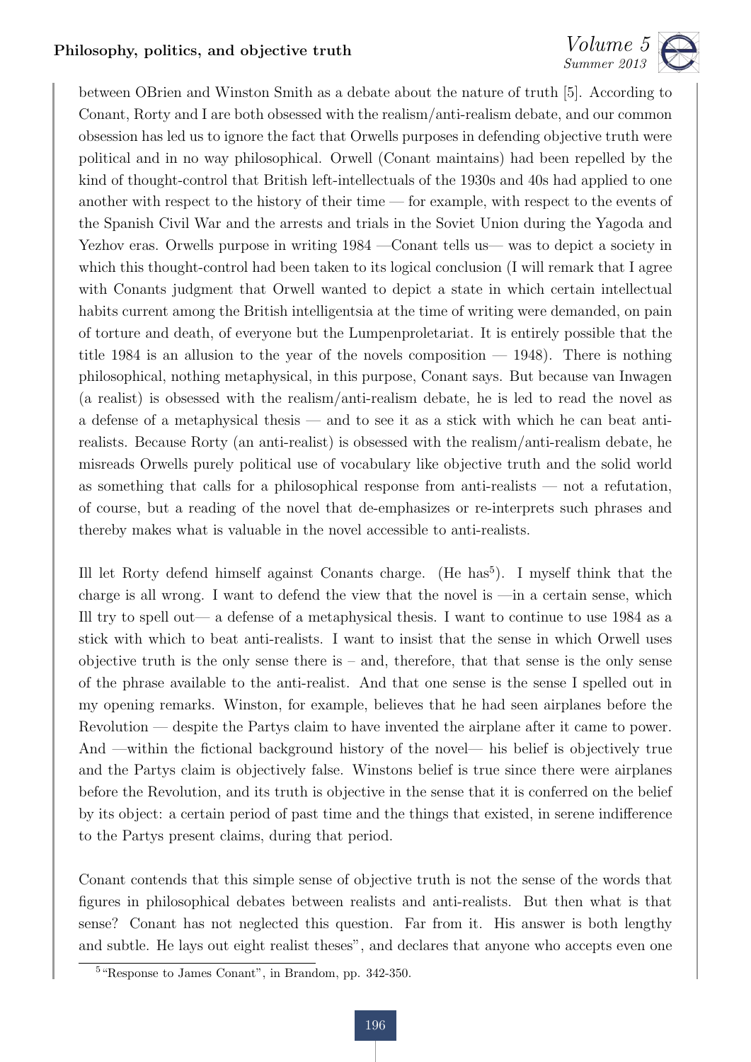between OBrien and Winston Smith as a debate about the nature of truth [5]. According to Conant, Rorty and I are both obsessed with the realism/anti-realism debate, and our common obsession has led us to ignore the fact that Orwells purposes in defending objective truth were political and in no way philosophical. Orwell (Conant maintains) had been repelled by the kind of thought-control that British left-intellectuals of the 1930s and 40s had applied to one another with respect to the history of their time — for example, with respect to the events of the Spanish Civil War and the arrests and trials in the Soviet Union during the Yagoda and Yezhov eras. Orwells purpose in writing 1984 —Conant tells us— was to depict a society in which this thought-control had been taken to its logical conclusion (I will remark that I agree with Conants judgment that Orwell wanted to depict a state in which certain intellectual habits current among the British intelligentsia at the time of writing were demanded, on pain of torture and death, of everyone but the Lumpenproletariat. It is entirely possible that the title 1984 is an allusion to the year of the novels composition — 1948). There is nothing philosophical, nothing metaphysical, in this purpose, Conant says. But because van Inwagen (a realist) is obsessed with the realism/anti-realism debate, he is led to read the novel as a defense of a metaphysical thesis — and to see it as a stick with which he can beat anti-realists. Because Rorty (an anti-realist) is obsessed with the realism/anti-realism debate, he misreads Orwells purely political use of vocabulary like objective truth and the solid world as something that calls for a philosophical response from anti-realists — not a refutation, of course, but a reading of the novel that de-emphasizes or re-interprets such phrases and thereby makes what is valuable in the novel accessible to anti-realists.

Ill let Rorty defend himself against Conants charge. (He has[5]). I myself think that the charge is all wrong. I want to defend the view that the novel is —in a certain sense, which Ill try to spell out— a defense of a metaphysical thesis. I want to continue to use 1984 as a stick with which to beat anti-realists. I want to insist that the sense in which Orwell uses objective truth is the only sense there is – and, therefore, that that sense is the only sense of the phrase available to the anti-realist. And that one sense is the sense I spelled out in my opening remarks. Winston, for example, believes that he had seen airplanes before the Revolution — despite the Partys claim to have invented the airplane after it came to power. And —within the fictional background history of the novel— his belief is objectively true and the Partys claim is objectively false. Winstons belief is true since there were airplanes before the Revolution, and its truth is objective in the sense that it is conferred on the belief by its object: a certain period of past time and the things that existed, in serene indifference to the Partys present claims, during that period.

Conant contends that this simple sense of objective truth is not the sense of the words that figures in philosophical debates between realists and anti-realists. But then what is that sense? Conant has not neglected this question. Far from it. His answer is both lengthy and subtle. He lays out eight realist theses", and declares that anyone who accepts even one

[5] "Response to James Conant", in Brandom, pp. 342-350.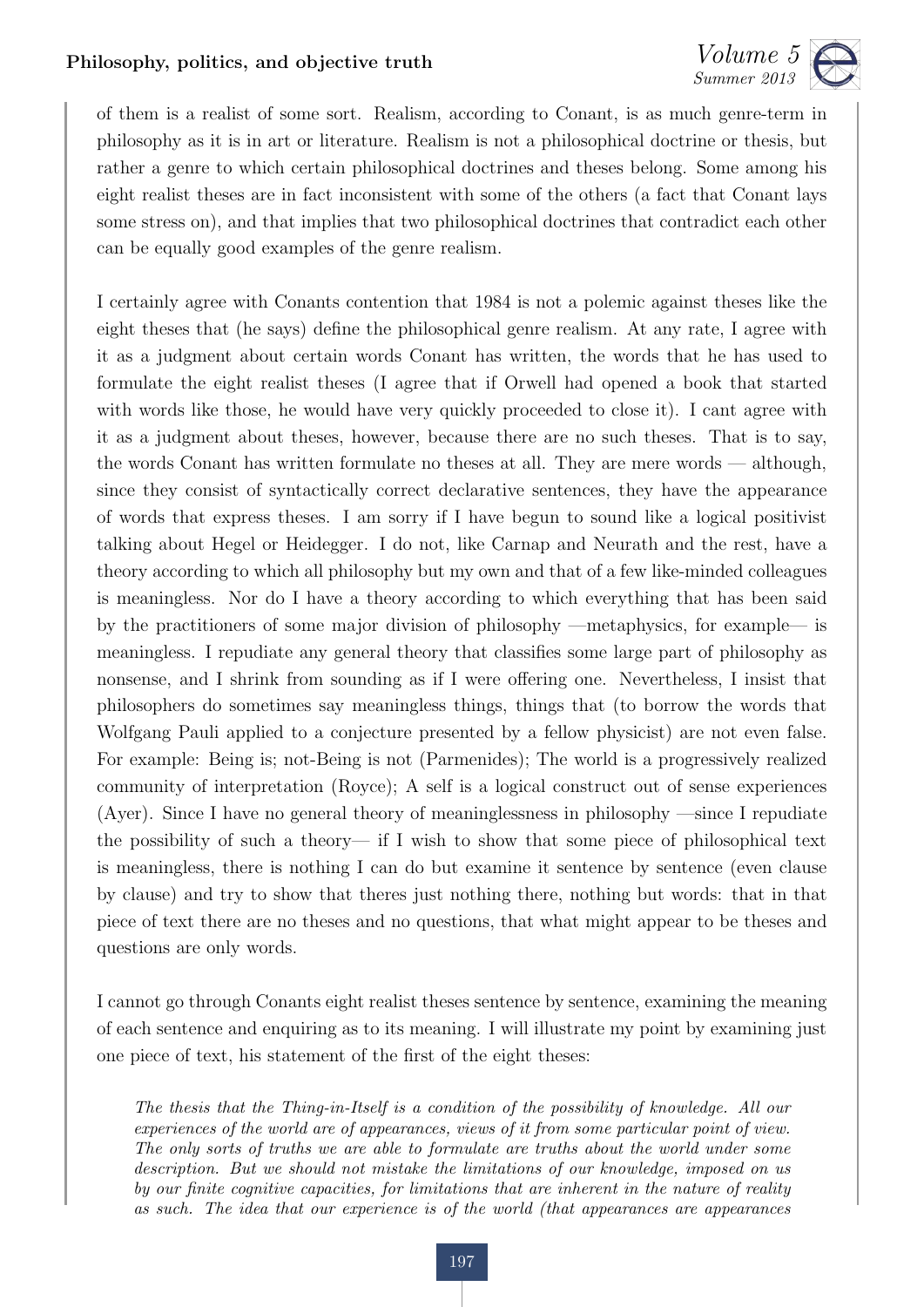of them is a realist of some sort. Realism, according to Conant, is as much genre-term in philosophy as it is in art or literature. Realism is not a philosophical doctrine or thesis, but rather a genre to which certain philosophical doctrines and theses belong. Some among his eight realist theses are in fact inconsistent with some of the others (a fact that Conant lays some stress on), and that implies that two philosophical doctrines that contradict each other can be equally good examples of the genre realism.

I certainly agree with Conants contention that 1984 is not a polemic against theses like the eight theses that (he says) define the philosophical genre realism. At any rate, I agree with it as a judgment about certain words Conant has written, the words that he has used to formulate the eight realist theses (I agree that if Orwell had opened a book that started with words like those, he would have very quickly proceeded to close it). I cant agree with it as a judgment about theses, however, because there are no such theses. That is to say, the words Conant has written formulate no theses at all. They are mere words — although, since they consist of syntactically correct declarative sentences, they have the appearance of words that express theses. I am sorry if I have begun to sound like a logical positivist talking about Hegel or Heidegger. I do not, like Carnap and Neurath and the rest, have a theory according to which all philosophy but my own and that of a few like-minded colleagues is meaningless. Nor do I have a theory according to which everything that has been said by the practitioners of some major division of philosophy —metaphysics, for example— is meaningless. I repudiate any general theory that classifies some large part of philosophy as nonsense, and I shrink from sounding as if I were offering one. Nevertheless, I insist that philosophers do sometimes say meaningless things, things that (to borrow the words that Wolfgang Pauli applied to a conjecture presented by a fellow physicist) are not even false. For example: Being is; not-Being is not (Parmenides); The world is a progressively realized community of interpretation (Royce); A self is a logical construct out of sense experiences (Ayer). Since I have no general theory of meaninglessness in philosophy —since I repudiate the possibility of such a theory— if I wish to show that some piece of philosophical text is meaningless, there is nothing I can do but examine it sentence by sentence (even clause by clause) and try to show that theres just nothing there, nothing but words: that in that piece of text there are no theses and no questions, that what might appear to be theses and questions are only words.

I cannot go through Conants eight realist theses sentence by sentence, examining the meaning of each sentence and enquiring as to its meaning. I will illustrate my point by examining just one piece of text, his statement of the first of the eight theses:

> *The thesis that the Thing-in-Itself is a condition of the possibility of knowledge. All our experiences of the world are of appearances, views of it from some particular point of view. The only sorts of truths we are able to formulate are truths about the world under some description. But we should not mistake the limitations of our knowledge, imposed on us by our finite cognitive capacities, for limitations that are inherent in the nature of reality as such. The idea that our experience is of the world (that appearances are appearances*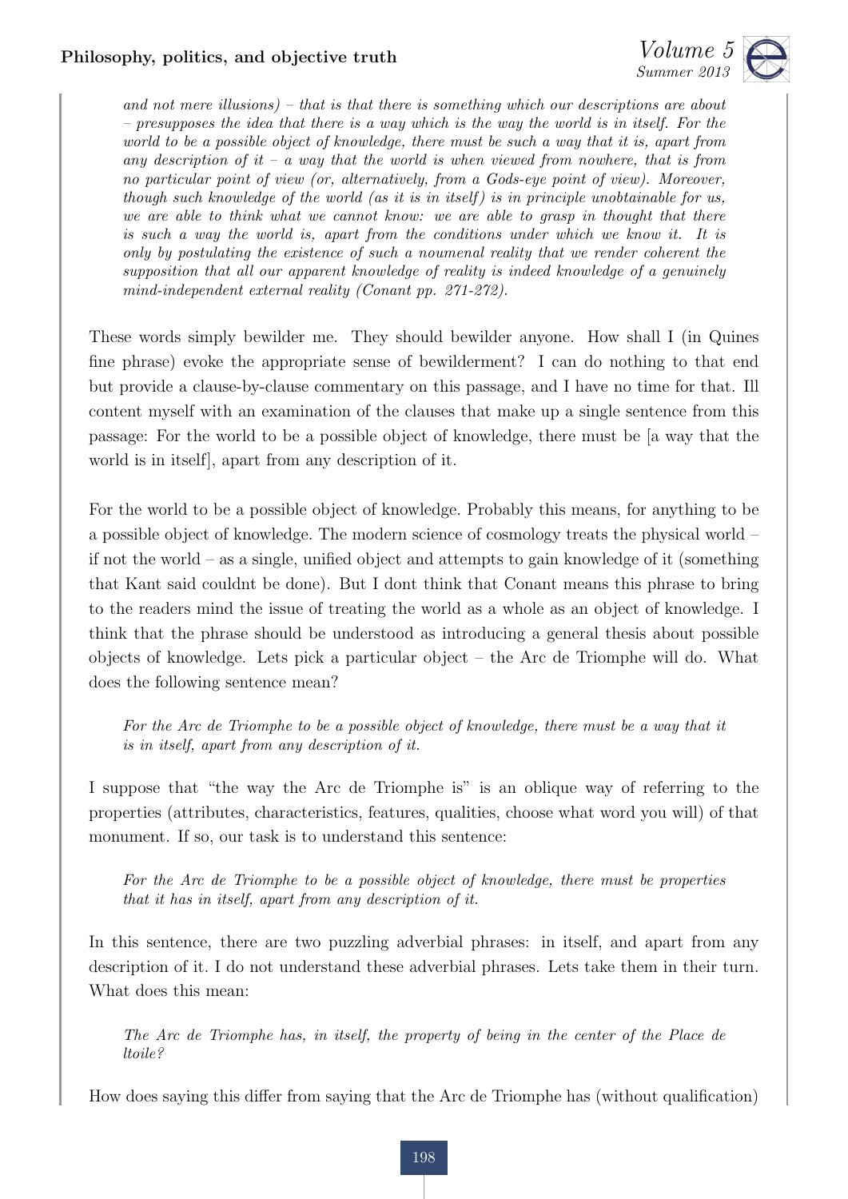> *and not mere illusions) – that is that there is something which our descriptions are about – presupposes the idea that there is a way which is the way the world is in itself. For the world to be a possible object of knowledge, there must be such a way that it is, apart from any description of it – a way that the world is when viewed from nowhere, that is from no particular point of view (or, alternatively, from a Gods-eye point of view). Moreover, though such knowledge of the world (as it is in itself) is in principle unobtainable for us, we are able to think what we cannot know: we are able to grasp in thought that there is such a way the world is, apart from the conditions under which we know it. It is only by postulating the existence of such a noumenal reality that we render coherent the supposition that all our apparent knowledge of reality is indeed knowledge of a genuinely mind-independent external reality (Conant pp. 271-272).*

These words simply bewilder me. They should bewilder anyone. How shall I (in Quines fine phrase) evoke the appropriate sense of bewilderment? I can do nothing to that end but provide a clause-by-clause commentary on this passage, and I have no time for that. Ill content myself with an examination of the clauses that make up a single sentence from this passage: For the world to be a possible object of knowledge, there must be [a way that the world is in itself], apart from any description of it.

For the world to be a possible object of knowledge. Probably this means, for anything to be a possible object of knowledge. The modern science of cosmology treats the physical world – if not the world – as a single, unified object and attempts to gain knowledge of it (something that Kant said couldnt be done). But I dont think that Conant means this phrase to bring to the readers mind the issue of treating the world as a whole as an object of knowledge. I think that the phrase should be understood as introducing a general thesis about possible objects of knowledge. Lets pick a particular object – the Arc de Triomphe will do. What does the following sentence mean?

> *For the Arc de Triomphe to be a possible object of knowledge, there must be a way that it is in itself, apart from any description of it.*

I suppose that "the way the Arc de Triomphe is" is an oblique way of referring to the properties (attributes, characteristics, features, qualities, choose what word you will) of that monument. If so, our task is to understand this sentence:

> *For the Arc de Triomphe to be a possible object of knowledge, there must be properties that it has in itself, apart from any description of it.*

In this sentence, there are two puzzling adverbial phrases: in itself, and apart from any description of it. I do not understand these adverbial phrases. Lets take them in their turn. What does this mean:

> *The Arc de Triomphe has, in itself, the property of being in the center of the Place de ltoile?*

How does saying this differ from saying that the Arc de Triomphe has (without qualification)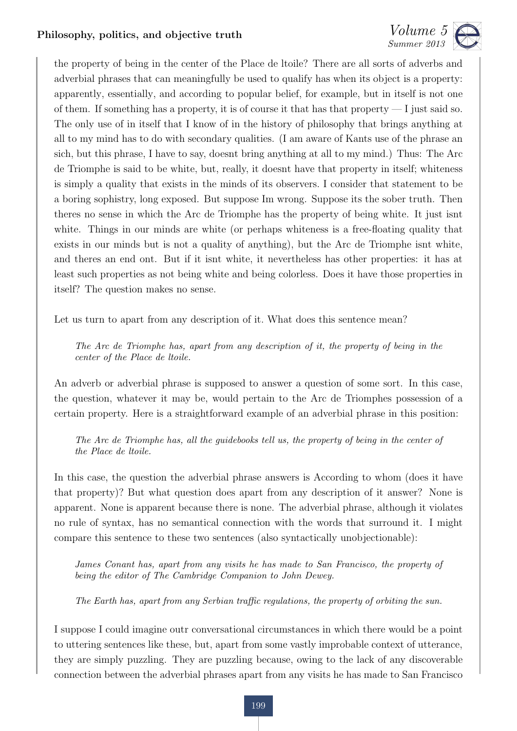the property of being in the center of the Place de ltoile? There are all sorts of adverbs and adverbial phrases that can meaningfully be used to qualify has when its object is a property: apparently, essentially, and according to popular belief, for example, but in itself is not one of them. If something has a property, it is of course it that has that property — I just said so. The only use of in itself that I know of in the history of philosophy that brings anything at all to my mind has to do with secondary qualities. (I am aware of Kants use of the phrase an sich, but this phrase, I have to say, doesnt bring anything at all to my mind.) Thus: The Arc de Triomphe is said to be white, but, really, it doesnt have that property in itself; whiteness is simply a quality that exists in the minds of its observers. I consider that statement to be a boring sophistry, long exposed. But suppose Im wrong. Suppose its the sober truth. Then theres no sense in which the Arc de Triomphe has the property of being white. It just isnt white. Things in our minds are white (or perhaps whiteness is a free-floating quality that exists in our minds but is not a quality of anything), but the Arc de Triomphe isnt white, and theres an end ont. But if it isnt white, it nevertheless has other properties: it has at least such properties as not being white and being colorless. Does it have those properties in itself? The question makes no sense.

Let us turn to apart from any description of it. What does this sentence mean?

> *The Arc de Triomphe has, apart from any description of it, the property of being in the center of the Place de ltoile.*

An adverb or adverbial phrase is supposed to answer a question of some sort. In this case, the question, whatever it may be, would pertain to the Arc de Triomphes possession of a certain property. Here is a straightforward example of an adverbial phrase in this position:

> *The Arc de Triomphe has, all the guidebooks tell us, the property of being in the center of the Place de ltoile.*

In this case, the question the adverbial phrase answers is According to whom (does it have that property)? But what question does apart from any description of it answer? None is apparent. None is apparent because there is none. The adverbial phrase, although it violates no rule of syntax, has no semantical connection with the words that surround it. I might compare this sentence to these two sentences (also syntactically unobjectionable):

> *James Conant has, apart from any visits he has made to San Francisco, the property of being the editor of The Cambridge Companion to John Dewey.*

> *The Earth has, apart from any Serbian traffic regulations, the property of orbiting the sun.*

I suppose I could imagine outr conversational circumstances in which there would be a point to uttering sentences like these, but, apart from some vastly improbable context of utterance, they are simply puzzling. They are puzzling because, owing to the lack of any discoverable connection between the adverbial phrases apart from any visits he has made to San Francisco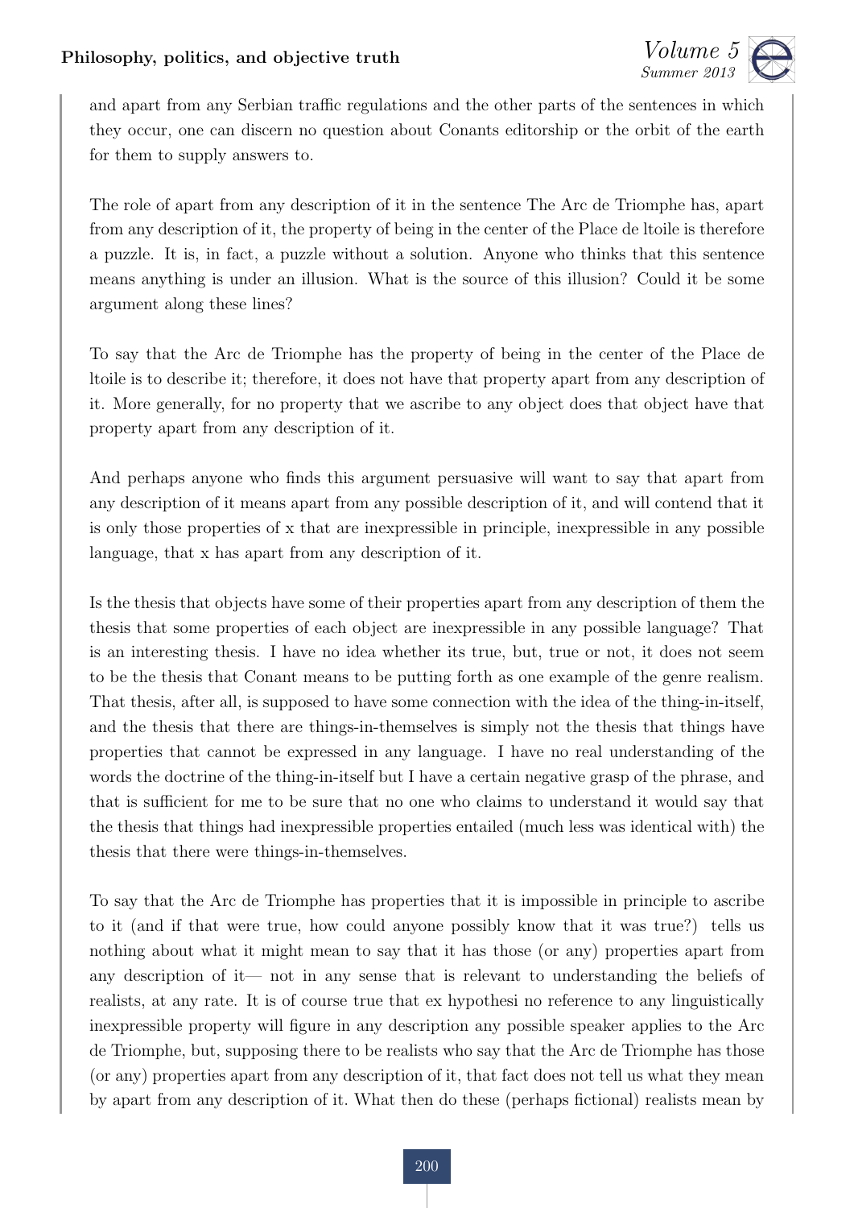and apart from any Serbian traffic regulations and the other parts of the sentences in which they occur, one can discern no question about Conants editorship or the orbit of the earth for them to supply answers to.

The role of apart from any description of it in the sentence The Arc de Triomphe has, apart from any description of it, the property of being in the center of the Place de ltoile is therefore a puzzle. It is, in fact, a puzzle without a solution. Anyone who thinks that this sentence means anything is under an illusion. What is the source of this illusion? Could it be some argument along these lines?

To say that the Arc de Triomphe has the property of being in the center of the Place de ltoile is to describe it; therefore, it does not have that property apart from any description of it. More generally, for no property that we ascribe to any object does that object have that property apart from any description of it.

And perhaps anyone who finds this argument persuasive will want to say that apart from any description of it means apart from any possible description of it, and will contend that it is only those properties of x that are inexpressible in principle, inexpressible in any possible language, that x has apart from any description of it.

Is the thesis that objects have some of their properties apart from any description of them the thesis that some properties of each object are inexpressible in any possible language? That is an interesting thesis. I have no idea whether its true, but, true or not, it does not seem to be the thesis that Conant means to be putting forth as one example of the genre realism. That thesis, after all, is supposed to have some connection with the idea of the thing-in-itself, and the thesis that there are things-in-themselves is simply not the thesis that things have properties that cannot be expressed in any language. I have no real understanding of the words the doctrine of the thing-in-itself but I have a certain negative grasp of the phrase, and that is sufficient for me to be sure that no one who claims to understand it would say that the thesis that things had inexpressible properties entailed (much less was identical with) the thesis that there were things-in-themselves.

To say that the Arc de Triomphe has properties that it is impossible in principle to ascribe to it (and if that were true, how could anyone possibly know that it was true?) tells us nothing about what it might mean to say that it has those (or any) properties apart from any description of it— not in any sense that is relevant to understanding the beliefs of realists, at any rate. It is of course true that ex hypothesi no reference to any linguistically inexpressible property will figure in any description any possible speaker applies to the Arc de Triomphe, but, supposing there to be realists who say that the Arc de Triomphe has those (or any) properties apart from any description of it, that fact does not tell us what they mean by apart from any description of it. What then do these (perhaps fictional) realists mean by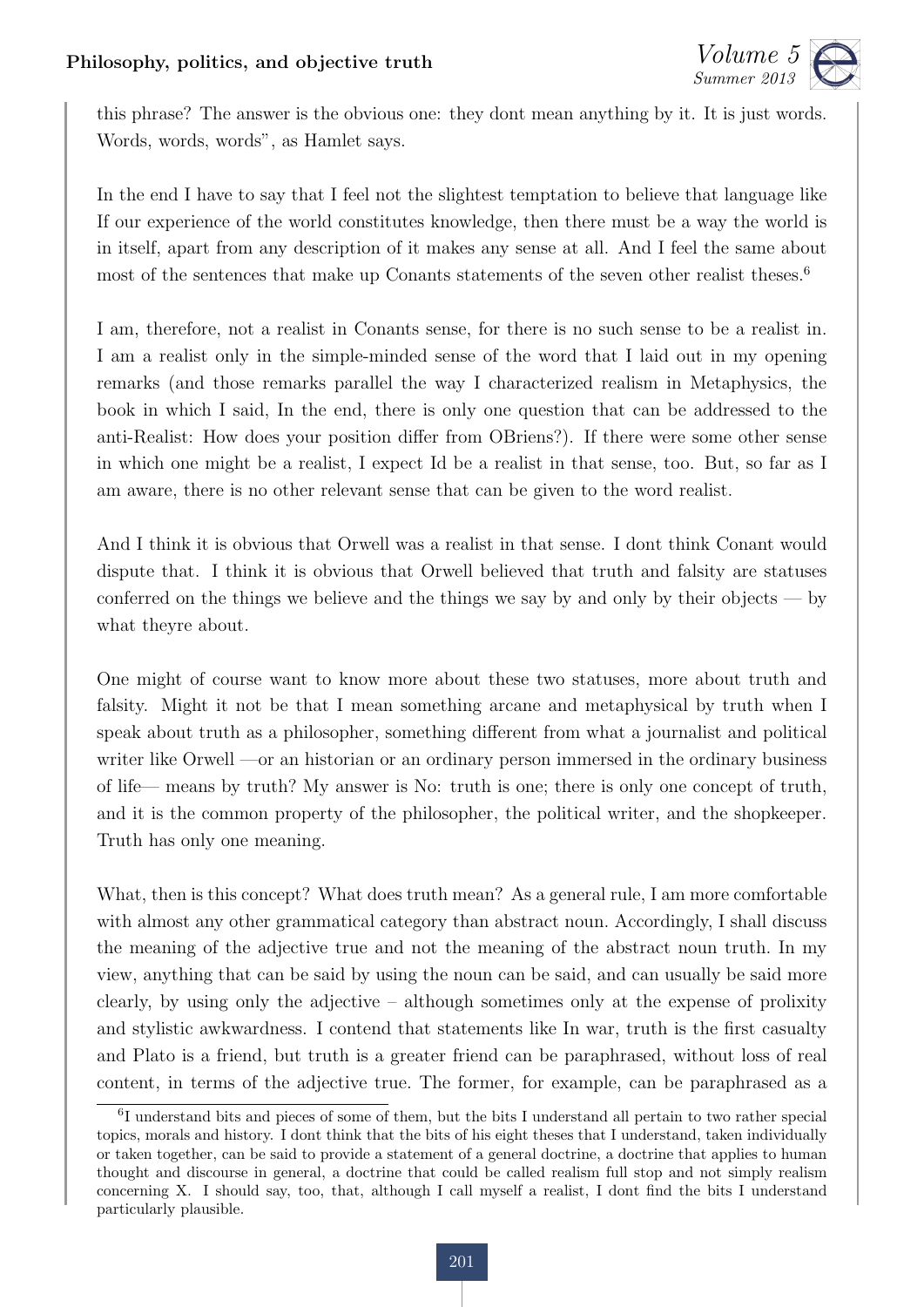this phrase? The answer is the obvious one: they dont mean anything by it. It is just words. Words, words, words", as Hamlet says.

In the end I have to say that I feel not the slightest temptation to believe that language like If our experience of the world constitutes knowledge, then there must be a way the world is in itself, apart from any description of it makes any sense at all. And I feel the same about most of the sentences that make up Conants statements of the seven other realist theses.[6]

I am, therefore, not a realist in Conants sense, for there is no such sense to be a realist in. I am a realist only in the simple-minded sense of the word that I laid out in my opening remarks (and those remarks parallel the way I characterized realism in Metaphysics, the book in which I said, In the end, there is only one question that can be addressed to the anti-Realist: How does your position differ from OBriens?). If there were some other sense in which one might be a realist, I expect Id be a realist in that sense, too. But, so far as I am aware, there is no other relevant sense that can be given to the word realist.

And I think it is obvious that Orwell was a realist in that sense. I dont think Conant would dispute that. I think it is obvious that Orwell believed that truth and falsity are statuses conferred on the things we believe and the things we say by and only by their objects — by what theyre about.

One might of course want to know more about these two statuses, more about truth and falsity. Might it not be that I mean something arcane and metaphysical by truth when I speak about truth as a philosopher, something different from what a journalist and political writer like Orwell —or an historian or an ordinary person immersed in the ordinary business of life— means by truth? My answer is No: truth is one; there is only one concept of truth, and it is the common property of the philosopher, the political writer, and the shopkeeper. Truth has only one meaning.

What, then is this concept? What does truth mean? As a general rule, I am more comfortable with almost any other grammatical category than abstract noun. Accordingly, I shall discuss the meaning of the adjective true and not the meaning of the abstract noun truth. In my view, anything that can be said by using the noun can be said, and can usually be said more clearly, by using only the adjective – although sometimes only at the expense of prolixity and stylistic awkwardness. I contend that statements like In war, truth is the first casualty and Plato is a friend, but truth is a greater friend can be paraphrased, without loss of real content, in terms of the adjective true. The former, for example, can be paraphrased as a

[6] I understand bits and pieces of some of them, but the bits I understand all pertain to two rather special topics, morals and history. I dont think that the bits of his eight theses that I understand, taken individually or taken together, can be said to provide a statement of a general doctrine, a doctrine that applies to human thought and discourse in general, a doctrine that could be called realism full stop and not simply realism concerning X. I should say, too, that, although I call myself a realist, I dont find the bits I understand particularly plausible.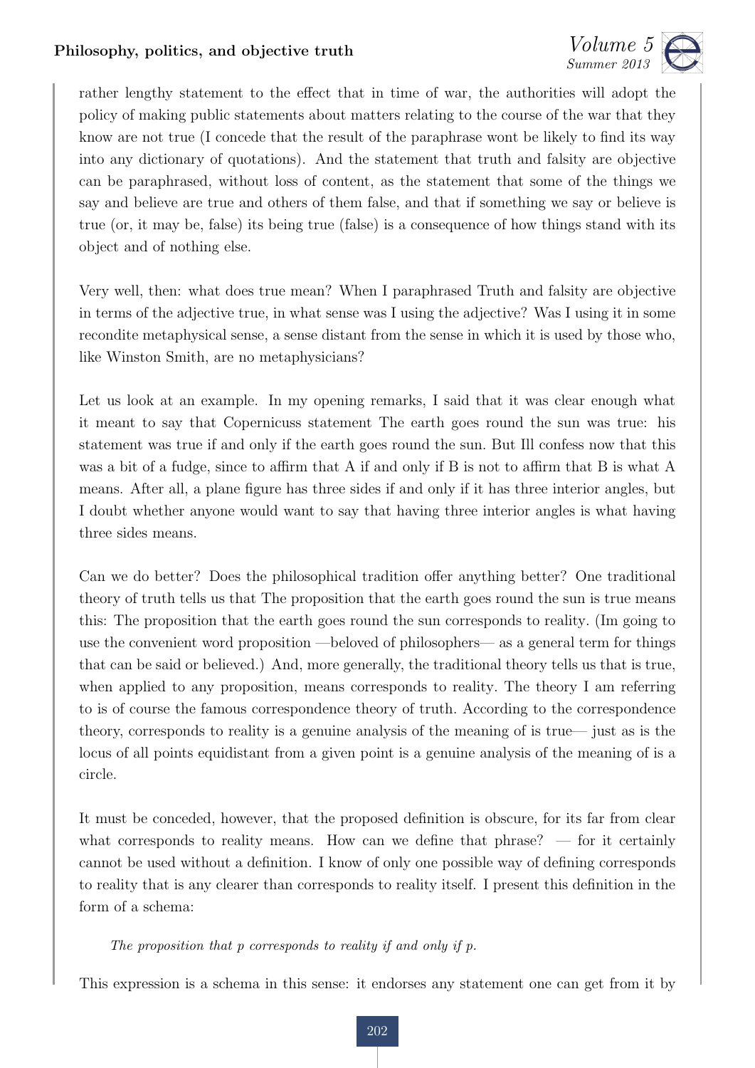rather lengthy statement to the effect that in time of war, the authorities will adopt the policy of making public statements about matters relating to the course of the war that they know are not true (I concede that the result of the paraphrase wont be likely to find its way into any dictionary of quotations). And the statement that truth and falsity are objective can be paraphrased, without loss of content, as the statement that some of the things we say and believe are true and others of them false, and that if something we say or believe is true (or, it may be, false) its being true (false) is a consequence of how things stand with its object and of nothing else.

Very well, then: what does true mean? When I paraphrased Truth and falsity are objective in terms of the adjective true, in what sense was I using the adjective? Was I using it in some recondite metaphysical sense, a sense distant from the sense in which it is used by those who, like Winston Smith, are no metaphysicians?

Let us look at an example. In my opening remarks, I said that it was clear enough what it meant to say that Copernicuss statement The earth goes round the sun was true: his statement was true if and only if the earth goes round the sun. But Ill confess now that this was a bit of a fudge, since to affirm that A if and only if B is not to affirm that B is what A means. After all, a plane figure has three sides if and only if it has three interior angles, but I doubt whether anyone would want to say that having three interior angles is what having three sides means.

Can we do better? Does the philosophical tradition offer anything better? One traditional theory of truth tells us that The proposition that the earth goes round the sun is true means this: The proposition that the earth goes round the sun corresponds to reality. (Im going to use the convenient word proposition —beloved of philosophers— as a general term for things that can be said or believed.) And, more generally, the traditional theory tells us that is true, when applied to any proposition, means corresponds to reality. The theory I am referring to is of course the famous correspondence theory of truth. According to the correspondence theory, corresponds to reality is a genuine analysis of the meaning of is true— just as is the locus of all points equidistant from a given point is a genuine analysis of the meaning of is a circle.

It must be conceded, however, that the proposed definition is obscure, for its far from clear what corresponds to reality means. How can we define that phrase? — for it certainly cannot be used without a definition. I know of only one possible way of defining corresponds to reality that is any clearer than corresponds to reality itself. I present this definition in the form of a schema:

*The proposition that p corresponds to reality if and only if p.*

This expression is a schema in this sense: it endorses any statement one can get from it by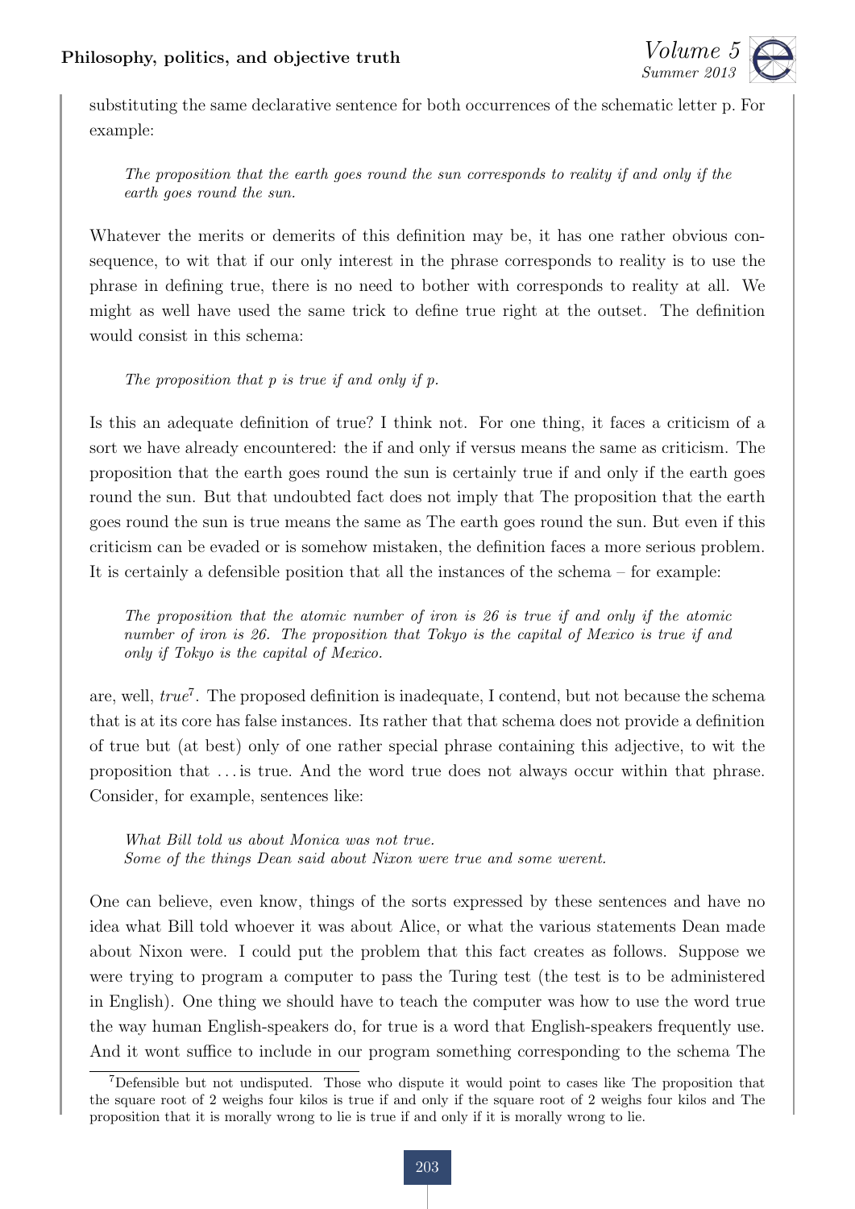substituting the same declarative sentence for both occurrences of the schematic letter p. For example:

> *The proposition that the earth goes round the sun corresponds to reality if and only if the earth goes round the sun.*

Whatever the merits or demerits of this definition may be, it has one rather obvious consequence, to wit that if our only interest in the phrase corresponds to reality is to use the phrase in defining true, there is no need to bother with corresponds to reality at all. We might as well have used the same trick to define true right at the outset. The definition would consist in this schema:

> *The proposition that p is true if and only if p.*

Is this an adequate definition of true? I think not. For one thing, it faces a criticism of a sort we have already encountered: the if and only if versus means the same as criticism. The proposition that the earth goes round the sun is certainly true if and only if the earth goes round the sun. But that undoubted fact does not imply that The proposition that the earth goes round the sun is true means the same as The earth goes round the sun. But even if this criticism can be evaded or is somehow mistaken, the definition faces a more serious problem. It is certainly a defensible position that all the instances of the schema – for example:

> *The proposition that the atomic number of iron is 26 is true if and only if the atomic number of iron is 26. The proposition that Tokyo is the capital of Mexico is true if and only if Tokyo is the capital of Mexico.*

are, well, *true*[7]. The proposed definition is inadequate, I contend, but not because the schema that is at its core has false instances. Its rather that that schema does not provide a definition of true but (at best) only of one rather special phrase containing this adjective, to wit the proposition that . . . is true. And the word true does not always occur within that phrase. Consider, for example, sentences like:

> *What Bill told us about Monica was not true.*
> *Some of the things Dean said about Nixon were true and some werent.*

One can believe, even know, things of the sorts expressed by these sentences and have no idea what Bill told whoever it was about Alice, or what the various statements Dean made about Nixon were. I could put the problem that this fact creates as follows. Suppose we were trying to program a computer to pass the Turing test (the test is to be administered in English). One thing we should have to teach the computer was how to use the word true the way human English-speakers do, for true is a word that English-speakers frequently use. And it wont suffice to include in our program something corresponding to the schema The

[7] Defensible but not undisputed. Those who dispute it would point to cases like The proposition that the square root of 2 weighs four kilos is true if and only if the square root of 2 weighs four kilos and The proposition that it is morally wrong to lie is true if and only if it is morally wrong to lie.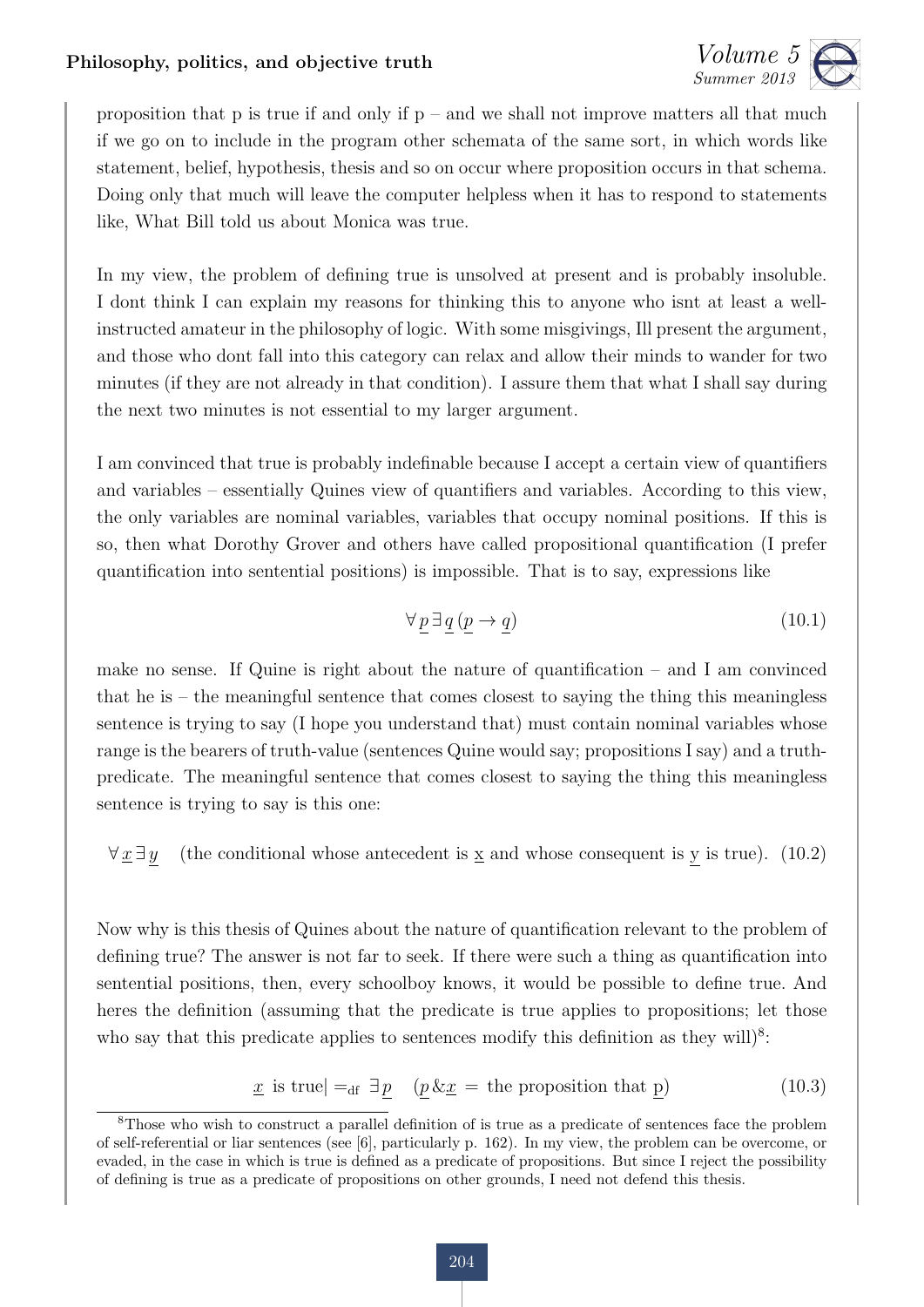proposition that p is true if and only if p – and we shall not improve matters all that much if we go on to include in the program other schemata of the same sort, in which words like statement, belief, hypothesis, thesis and so on occur where proposition occurs in that schema. Doing only that much will leave the computer helpless when it has to respond to statements like, What Bill told us about Monica was true.

In my view, the problem of defining true is unsolved at present and is probably insoluble. I dont think I can explain my reasons for thinking this to anyone who isnt at least a well-instructed amateur in the philosophy of logic. With some misgivings, Ill present the argument, and those who dont fall into this category can relax and allow their minds to wander for two minutes (if they are not already in that condition). I assure them that what I shall say during the next two minutes is not essential to my larger argument.

I am convinced that true is probably indefinable because I accept a certain view of quantifiers and variables – essentially Quines view of quantifiers and variables. According to this view, the only variables are nominal variables, variables that occupy nominal positions. If this is so, then what Dorothy Grover and others have called propositional quantification (I prefer quantification into sentential positions) is impossible. That is to say, expressions like

$$\forall \underline{p}\, \exists \underline{q}\, (\underline{p} \rightarrow \underline{q}) \tag{10.1}$$

make no sense. If Quine is right about the nature of quantification – and I am convinced that he is – the meaningful sentence that comes closest to saying the thing this meaningless sentence is trying to say (I hope you understand that) must contain nominal variables whose range is the bearers of truth-value (sentences Quine would say; propositions I say) and a truth-predicate. The meaningful sentence that comes closest to saying the thing this meaningless sentence is trying to say is this one:

$$\forall \underline{x}\, \exists \underline{y} \quad \text{(the conditional whose antecedent is } \underline{x} \text{ and whose consequent is } \underline{y} \text{ is true).} \tag{10.2}$$

Now why is this thesis of Quines about the nature of quantification relevant to the problem of defining true? The answer is not far to seek. If there were such a thing as quantification into sentential positions, then, every schoolboy knows, it would be possible to define true. And heres the definition (assuming that the predicate is true applies to propositions; let those who say that this predicate applies to sentences modify this definition as they will)[8]:

$$\underline{x} \text{ is true}| =_{\text{df}}\ \exists \underline{p} \quad (\underline{p}\, \& \underline{x} = \text{ the proposition that } \underline{p}) \tag{10.3}$$

[8]Those who wish to construct a parallel definition of is true as a predicate of sentences face the problem of self-referential or liar sentences (see [6], particularly p. 162). In my view, the problem can be overcome, or evaded, in the case in which is true is defined as a predicate of propositions. But since I reject the possibility of defining is true as a predicate of propositions on other grounds, I need not defend this thesis.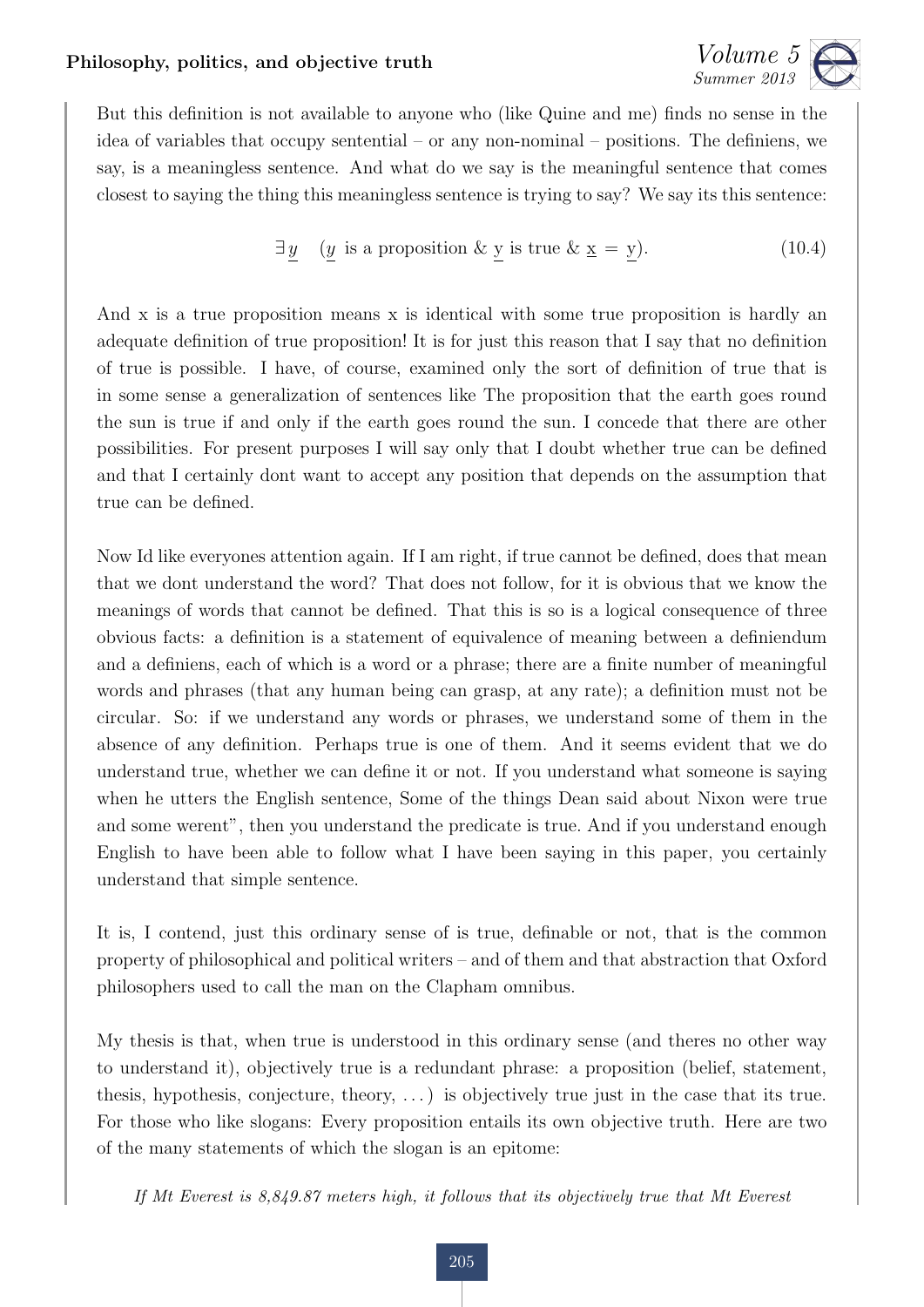But this definition is not available to anyone who (like Quine and me) finds no sense in the idea of variables that occupy sentential – or any non-nominal – positions. The definiens, we say, is a meaningless sentence. And what do we say is the meaningful sentence that comes closest to saying the thing this meaningless sentence is trying to say? We say its this sentence:

$$\exists \underline{y} \quad (\underline{y} \text{ is a proposition } \& \ \underline{\text{y}} \text{ is true } \& \ \underline{\text{x}} = \underline{\text{y}}). \tag{10.4}$$

And x is a true proposition means x is identical with some true proposition is hardly an adequate definition of true proposition! It is for just this reason that I say that no definition of true is possible. I have, of course, examined only the sort of definition of true that is in some sense a generalization of sentences like The proposition that the earth goes round the sun is true if and only if the earth goes round the sun. I concede that there are other possibilities. For present purposes I will say only that I doubt whether true can be defined and that I certainly dont want to accept any position that depends on the assumption that true can be defined.

Now Id like everyones attention again. If I am right, if true cannot be defined, does that mean that we dont understand the word? That does not follow, for it is obvious that we know the meanings of words that cannot be defined. That this is so is a logical consequence of three obvious facts: a definition is a statement of equivalence of meaning between a definiendum and a definiens, each of which is a word or a phrase; there are a finite number of meaningful words and phrases (that any human being can grasp, at any rate); a definition must not be circular. So: if we understand any words or phrases, we understand some of them in the absence of any definition. Perhaps true is one of them. And it seems evident that we do understand true, whether we can define it or not. If you understand what someone is saying when he utters the English sentence, Some of the things Dean said about Nixon were true and some werent", then you understand the predicate is true. And if you understand enough English to have been able to follow what I have been saying in this paper, you certainly understand that simple sentence.

It is, I contend, just this ordinary sense of is true, definable or not, that is the common property of philosophical and political writers – and of them and that abstraction that Oxford philosophers used to call the man on the Clapham omnibus.

My thesis is that, when true is understood in this ordinary sense (and theres no other way to understand it), objectively true is a redundant phrase: a proposition (belief, statement, thesis, hypothesis, conjecture, theory, ...) is objectively true just in the case that its true. For those who like slogans: Every proposition entails its own objective truth. Here are two of the many statements of which the slogan is an epitome:

*If Mt Everest is 8,849.87 meters high, it follows that its objectively true that Mt Everest*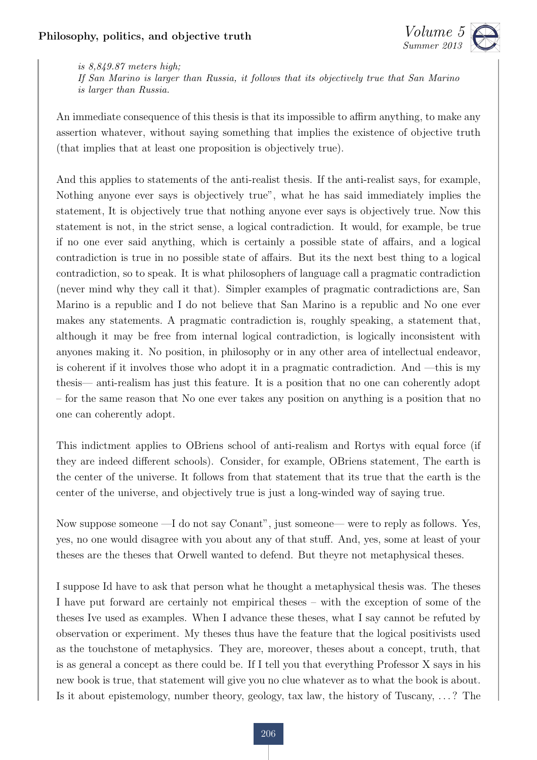*is 8,849.87 meters high;*
*If San Marino is larger than Russia, it follows that its objectively true that San Marino is larger than Russia.*

An immediate consequence of this thesis is that its impossible to affirm anything, to make any assertion whatever, without saying something that implies the existence of objective truth (that implies that at least one proposition is objectively true).

And this applies to statements of the anti-realist thesis. If the anti-realist says, for example, Nothing anyone ever says is objectively true", what he has said immediately implies the statement, It is objectively true that nothing anyone ever says is objectively true. Now this statement is not, in the strict sense, a logical contradiction. It would, for example, be true if no one ever said anything, which is certainly a possible state of affairs, and a logical contradiction is true in no possible state of affairs. But its the next best thing to a logical contradiction, so to speak. It is what philosophers of language call a pragmatic contradiction (never mind why they call it that). Simpler examples of pragmatic contradictions are, San Marino is a republic and I do not believe that San Marino is a republic and No one ever makes any statements. A pragmatic contradiction is, roughly speaking, a statement that, although it may be free from internal logical contradiction, is logically inconsistent with anyones making it. No position, in philosophy or in any other area of intellectual endeavor, is coherent if it involves those who adopt it in a pragmatic contradiction. And —this is my thesis— anti-realism has just this feature. It is a position that no one can coherently adopt – for the same reason that No one ever takes any position on anything is a position that no one can coherently adopt.

This indictment applies to OBriens school of anti-realism and Rortys with equal force (if they are indeed different schools). Consider, for example, OBriens statement, The earth is the center of the universe. It follows from that statement that its true that the earth is the center of the universe, and objectively true is just a long-winded way of saying true.

Now suppose someone —I do not say Conant", just someone— were to reply as follows. Yes, yes, no one would disagree with you about any of that stuff. And, yes, some at least of your theses are the theses that Orwell wanted to defend. But theyre not metaphysical theses.

I suppose Id have to ask that person what he thought a metaphysical thesis was. The theses I have put forward are certainly not empirical theses – with the exception of some of the theses Ive used as examples. When I advance these theses, what I say cannot be refuted by observation or experiment. My theses thus have the feature that the logical positivists used as the touchstone of metaphysics. They are, moreover, theses about a concept, truth, that is as general a concept as there could be. If I tell you that everything Professor X says in his new book is true, that statement will give you no clue whatever as to what the book is about. Is it about epistemology, number theory, geology, tax law, the history of Tuscany, . . . ? The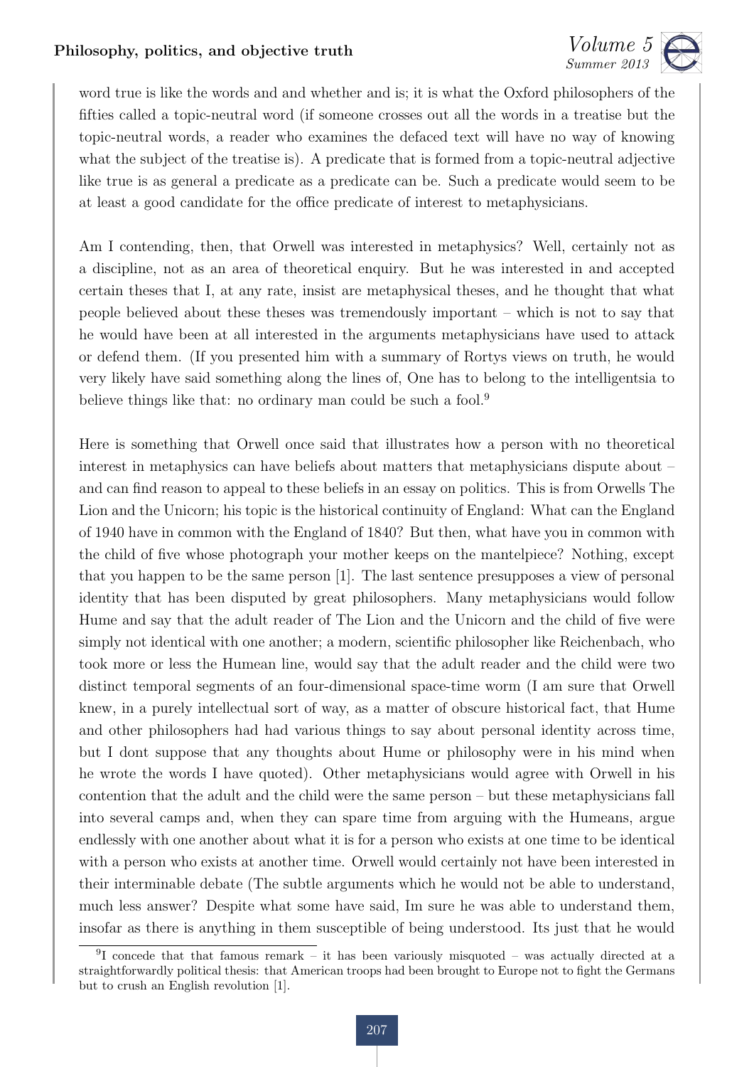word true is like the words and and whether and is; it is what the Oxford philosophers of the fifties called a topic-neutral word (if someone crosses out all the words in a treatise but the topic-neutral words, a reader who examines the defaced text will have no way of knowing what the subject of the treatise is). A predicate that is formed from a topic-neutral adjective like true is as general a predicate as a predicate can be. Such a predicate would seem to be at least a good candidate for the office predicate of interest to metaphysicians.

Am I contending, then, that Orwell was interested in metaphysics? Well, certainly not as a discipline, not as an area of theoretical enquiry. But he was interested in and accepted certain theses that I, at any rate, insist are metaphysical theses, and he thought that what people believed about these theses was tremendously important – which is not to say that he would have been at all interested in the arguments metaphysicians have used to attack or defend them. (If you presented him with a summary of Rortys views on truth, he would very likely have said something along the lines of, One has to belong to the intelligentsia to believe things like that: no ordinary man could be such a fool.[9]

Here is something that Orwell once said that illustrates how a person with no theoretical interest in metaphysics can have beliefs about matters that metaphysicians dispute about – and can find reason to appeal to these beliefs in an essay on politics. This is from Orwells The Lion and the Unicorn; his topic is the historical continuity of England: What can the England of 1940 have in common with the England of 1840? But then, what have you in common with the child of five whose photograph your mother keeps on the mantelpiece? Nothing, except that you happen to be the same person [1]. The last sentence presupposes a view of personal identity that has been disputed by great philosophers. Many metaphysicians would follow Hume and say that the adult reader of The Lion and the Unicorn and the child of five were simply not identical with one another; a modern, scientific philosopher like Reichenbach, who took more or less the Humean line, would say that the adult reader and the child were two distinct temporal segments of an four-dimensional space-time worm (I am sure that Orwell knew, in a purely intellectual sort of way, as a matter of obscure historical fact, that Hume and other philosophers had had various things to say about personal identity across time, but I dont suppose that any thoughts about Hume or philosophy were in his mind when he wrote the words I have quoted). Other metaphysicians would agree with Orwell in his contention that the adult and the child were the same person – but these metaphysicians fall into several camps and, when they can spare time from arguing with the Humeans, argue endlessly with one another about what it is for a person who exists at one time to be identical with a person who exists at another time. Orwell would certainly not have been interested in their interminable debate (The subtle arguments which he would not be able to understand, much less answer? Despite what some have said, Im sure he was able to understand them, insofar as there is anything in them susceptible of being understood. Its just that he would

[9] I concede that that famous remark – it has been variously misquoted – was actually directed at a straightforwardly political thesis: that American troops had been brought to Europe not to fight the Germans but to crush an English revolution [1].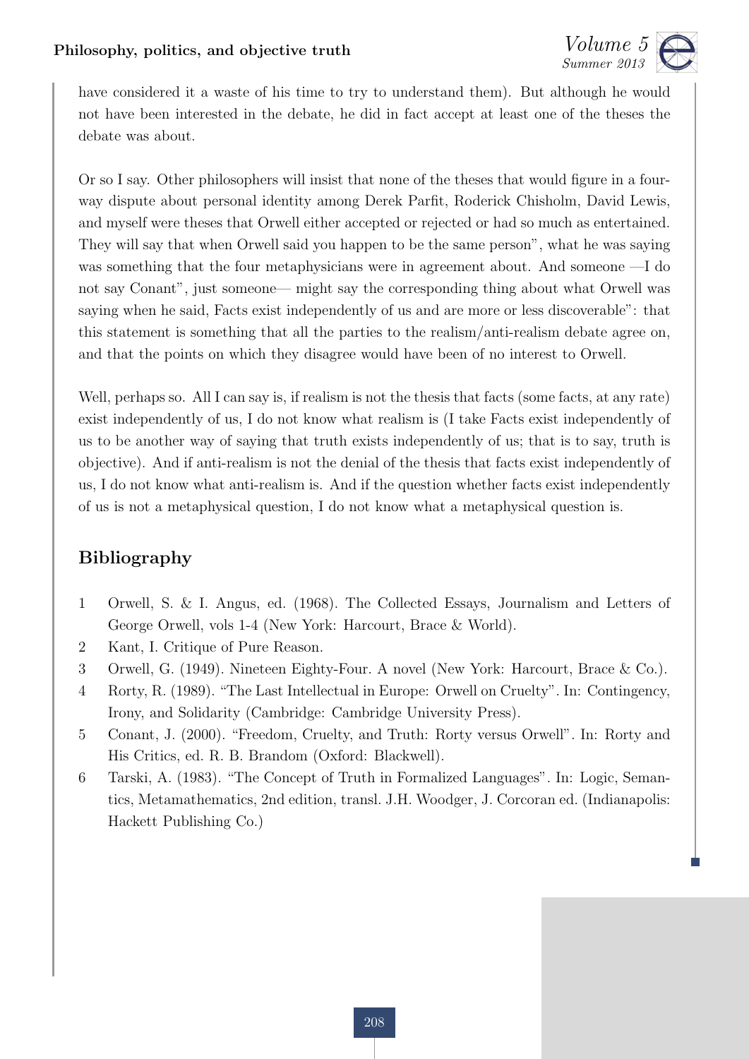have considered it a waste of his time to try to understand them). But although he would not have been interested in the debate, he did in fact accept at least one of the theses the debate was about.

Or so I say. Other philosophers will insist that none of the theses that would figure in a four-way dispute about personal identity among Derek Parfit, Roderick Chisholm, David Lewis, and myself were theses that Orwell either accepted or rejected or had so much as entertained. They will say that when Orwell said you happen to be the same person", what he was saying was something that the four metaphysicians were in agreement about. And someone —I do not say Conant", just someone— might say the corresponding thing about what Orwell was saying when he said, Facts exist independently of us and are more or less discoverable": that this statement is something that all the parties to the realism/anti-realism debate agree on, and that the points on which they disagree would have been of no interest to Orwell.

Well, perhaps so. All I can say is, if realism is not the thesis that facts (some facts, at any rate) exist independently of us, I do not know what realism is (I take Facts exist independently of us to be another way of saying that truth exists independently of us; that is to say, truth is objective). And if anti-realism is not the denial of the thesis that facts exist independently of us, I do not know what anti-realism is. And if the question whether facts exist independently of us is not a metaphysical question, I do not know what a metaphysical question is.

## Bibliography

1 Orwell, S. & I. Angus, ed. (1968). The Collected Essays, Journalism and Letters of George Orwell, vols 1-4 (New York: Harcourt, Brace & World).

2 Kant, I. Critique of Pure Reason.

3 Orwell, G. (1949). Nineteen Eighty-Four. A novel (New York: Harcourt, Brace & Co.).

4 Rorty, R. (1989). "The Last Intellectual in Europe: Orwell on Cruelty". In: Contingency, Irony, and Solidarity (Cambridge: Cambridge University Press).

5 Conant, J. (2000). "Freedom, Cruelty, and Truth: Rorty versus Orwell". In: Rorty and His Critics, ed. R. B. Brandom (Oxford: Blackwell).

6 Tarski, A. (1983). "The Concept of Truth in Formalized Languages". In: Logic, Semantics, Metamathematics, 2nd edition, transl. J.H. Woodger, J. Corcoran ed. (Indianapolis: Hackett Publishing Co.)